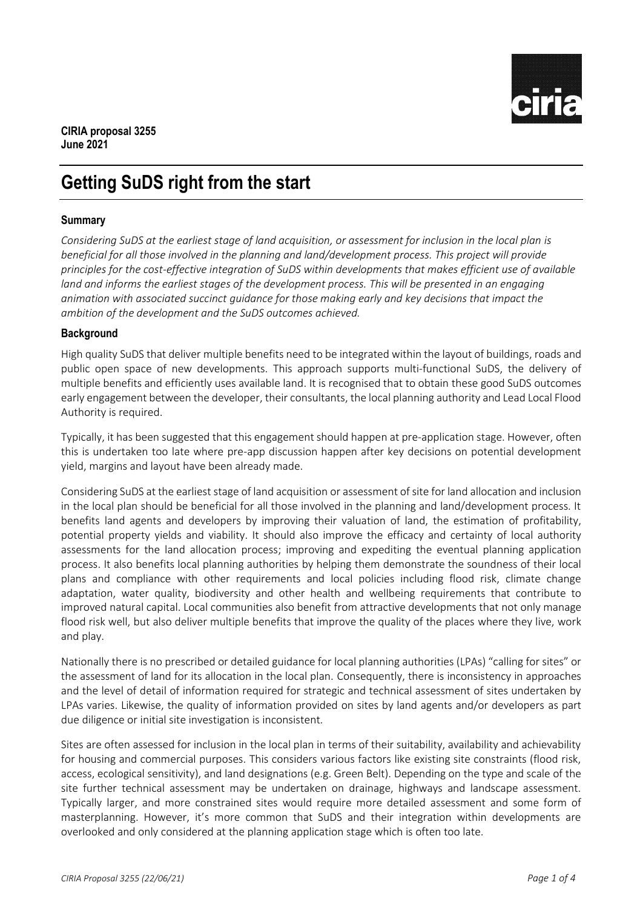**CIRIA proposal 3255**
**June 2021**

# Getting SuDS right from the start

## Summary

*Considering SuDS at the earliest stage of land acquisition, or assessment for inclusion in the local plan is beneficial for all those involved in the planning and land/development process. This project will provide principles for the cost-effective integration of SuDS within developments that makes efficient use of available land and informs the earliest stages of the development process. This will be presented in an engaging animation with associated succinct guidance for those making early and key decisions that impact the ambition of the development and the SuDS outcomes achieved.*

## Background

High quality SuDS that deliver multiple benefits need to be integrated within the layout of buildings, roads and public open space of new developments. This approach supports multi-functional SuDS, the delivery of multiple benefits and efficiently uses available land. It is recognised that to obtain these good SuDS outcomes early engagement between the developer, their consultants, the local planning authority and Lead Local Flood Authority is required.

Typically, it has been suggested that this engagement should happen at pre-application stage. However, often this is undertaken too late where pre-app discussion happen after key decisions on potential development yield, margins and layout have been already made.

Considering SuDS at the earliest stage of land acquisition or assessment of site for land allocation and inclusion in the local plan should be beneficial for all those involved in the planning and land/development process. It benefits land agents and developers by improving their valuation of land, the estimation of profitability, potential property yields and viability. It should also improve the efficacy and certainty of local authority assessments for the land allocation process; improving and expediting the eventual planning application process. It also benefits local planning authorities by helping them demonstrate the soundness of their local plans and compliance with other requirements and local policies including flood risk, climate change adaptation, water quality, biodiversity and other health and wellbeing requirements that contribute to improved natural capital. Local communities also benefit from attractive developments that not only manage flood risk well, but also deliver multiple benefits that improve the quality of the places where they live, work and play.

Nationally there is no prescribed or detailed guidance for local planning authorities (LPAs) "calling for sites" or the assessment of land for its allocation in the local plan. Consequently, there is inconsistency in approaches and the level of detail of information required for strategic and technical assessment of sites undertaken by LPAs varies. Likewise, the quality of information provided on sites by land agents and/or developers as part due diligence or initial site investigation is inconsistent.

Sites are often assessed for inclusion in the local plan in terms of their suitability, availability and achievability for housing and commercial purposes. This considers various factors like existing site constraints (flood risk, access, ecological sensitivity), and land designations (e.g. Green Belt). Depending on the type and scale of the site further technical assessment may be undertaken on drainage, highways and landscape assessment. Typically larger, and more constrained sites would require more detailed assessment and some form of masterplanning. However, it's more common that SuDS and their integration within developments are overlooked and only considered at the planning application stage which is often too late.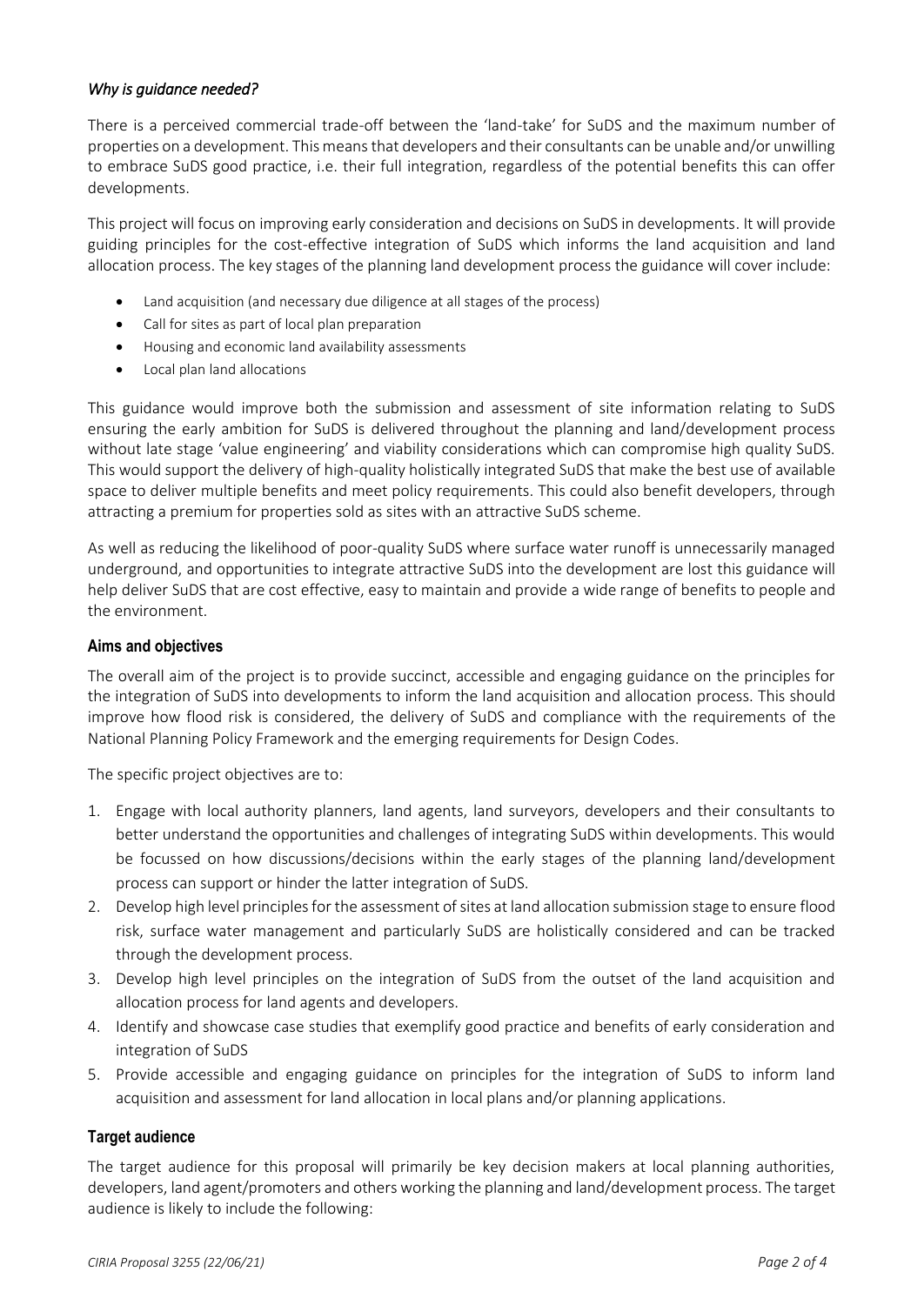### *Why is guidance needed?*

There is a perceived commercial trade-off between the 'land-take' for SuDS and the maximum number of properties on a development. This means that developers and their consultants can be unable and/or unwilling to embrace SuDS good practice, i.e. their full integration, regardless of the potential benefits this can offer developments.

This project will focus on improving early consideration and decisions on SuDS in developments. It will provide guiding principles for the cost-effective integration of SuDS which informs the land acquisition and land allocation process. The key stages of the planning land development process the guidance will cover include:

- Land acquisition (and necessary due diligence at all stages of the process)
- Call for sites as part of local plan preparation
- Housing and economic land availability assessments
- Local plan land allocations

This guidance would improve both the submission and assessment of site information relating to SuDS ensuring the early ambition for SuDS is delivered throughout the planning and land/development process without late stage 'value engineering' and viability considerations which can compromise high quality SuDS. This would support the delivery of high-quality holistically integrated SuDS that make the best use of available space to deliver multiple benefits and meet policy requirements. This could also benefit developers, through attracting a premium for properties sold as sites with an attractive SuDS scheme.

As well as reducing the likelihood of poor-quality SuDS where surface water runoff is unnecessarily managed underground, and opportunities to integrate attractive SuDS into the development are lost this guidance will help deliver SuDS that are cost effective, easy to maintain and provide a wide range of benefits to people and the environment.

### **Aims and objectives**

The overall aim of the project is to provide succinct, accessible and engaging guidance on the principles for the integration of SuDS into developments to inform the land acquisition and allocation process. This should improve how flood risk is considered, the delivery of SuDS and compliance with the requirements of the National Planning Policy Framework and the emerging requirements for Design Codes.

The specific project objectives are to:

1. Engage with local authority planners, land agents, land surveyors, developers and their consultants to better understand the opportunities and challenges of integrating SuDS within developments. This would be focussed on how discussions/decisions within the early stages of the planning land/development process can support or hinder the latter integration of SuDS.
2. Develop high level principles for the assessment of sites at land allocation submission stage to ensure flood risk, surface water management and particularly SuDS are holistically considered and can be tracked through the development process.
3. Develop high level principles on the integration of SuDS from the outset of the land acquisition and allocation process for land agents and developers.
4. Identify and showcase case studies that exemplify good practice and benefits of early consideration and integration of SuDS
5. Provide accessible and engaging guidance on principles for the integration of SuDS to inform land acquisition and assessment for land allocation in local plans and/or planning applications.

### **Target audience**

The target audience for this proposal will primarily be key decision makers at local planning authorities, developers, land agent/promoters and others working the planning and land/development process. The target audience is likely to include the following: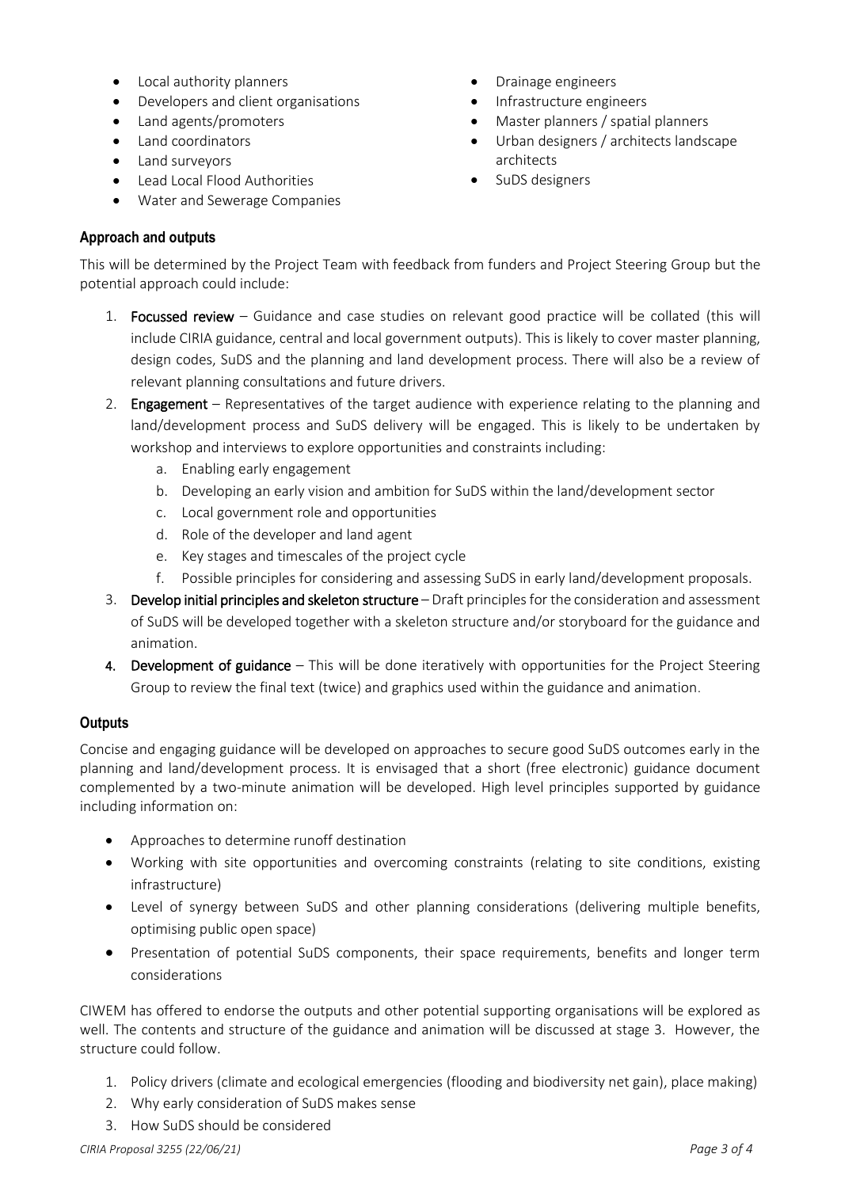- Local authority planners
- Developers and client organisations
- Land agents/promoters
- Land coordinators
- Land surveyors
- Lead Local Flood Authorities
- Water and Sewerage Companies
- Drainage engineers
- Infrastructure engineers
- Master planners / spatial planners
- Urban designers / architects landscape architects
- SuDS designers

## Approach and outputs

This will be determined by the Project Team with feedback from funders and Project Steering Group but the potential approach could include:

1. **Focussed review** – Guidance and case studies on relevant good practice will be collated (this will include CIRIA guidance, central and local government outputs). This is likely to cover master planning, design codes, SuDS and the planning and land development process. There will also be a review of relevant planning consultations and future drivers.
2. **Engagement** – Representatives of the target audience with experience relating to the planning and land/development process and SuDS delivery will be engaged. This is likely to be undertaken by workshop and interviews to explore opportunities and constraints including:
   a. Enabling early engagement
   b. Developing an early vision and ambition for SuDS within the land/development sector
   c. Local government role and opportunities
   d. Role of the developer and land agent
   e. Key stages and timescales of the project cycle
   f. Possible principles for considering and assessing SuDS in early land/development proposals.
3. **Develop initial principles and skeleton structure** – Draft principles for the consideration and assessment of SuDS will be developed together with a skeleton structure and/or storyboard for the guidance and animation.
4. **Development of guidance** – This will be done iteratively with opportunities for the Project Steering Group to review the final text (twice) and graphics used within the guidance and animation.

## Outputs

Concise and engaging guidance will be developed on approaches to secure good SuDS outcomes early in the planning and land/development process. It is envisaged that a short (free electronic) guidance document complemented by a two-minute animation will be developed. High level principles supported by guidance including information on:

- Approaches to determine runoff destination
- Working with site opportunities and overcoming constraints (relating to site conditions, existing infrastructure)
- Level of synergy between SuDS and other planning considerations (delivering multiple benefits, optimising public open space)
- Presentation of potential SuDS components, their space requirements, benefits and longer term considerations

CIWEM has offered to endorse the outputs and other potential supporting organisations will be explored as well. The contents and structure of the guidance and animation will be discussed at stage 3. However, the structure could follow.

1. Policy drivers (climate and ecological emergencies (flooding and biodiversity net gain), place making)
2. Why early consideration of SuDS makes sense
3. How SuDS should be considered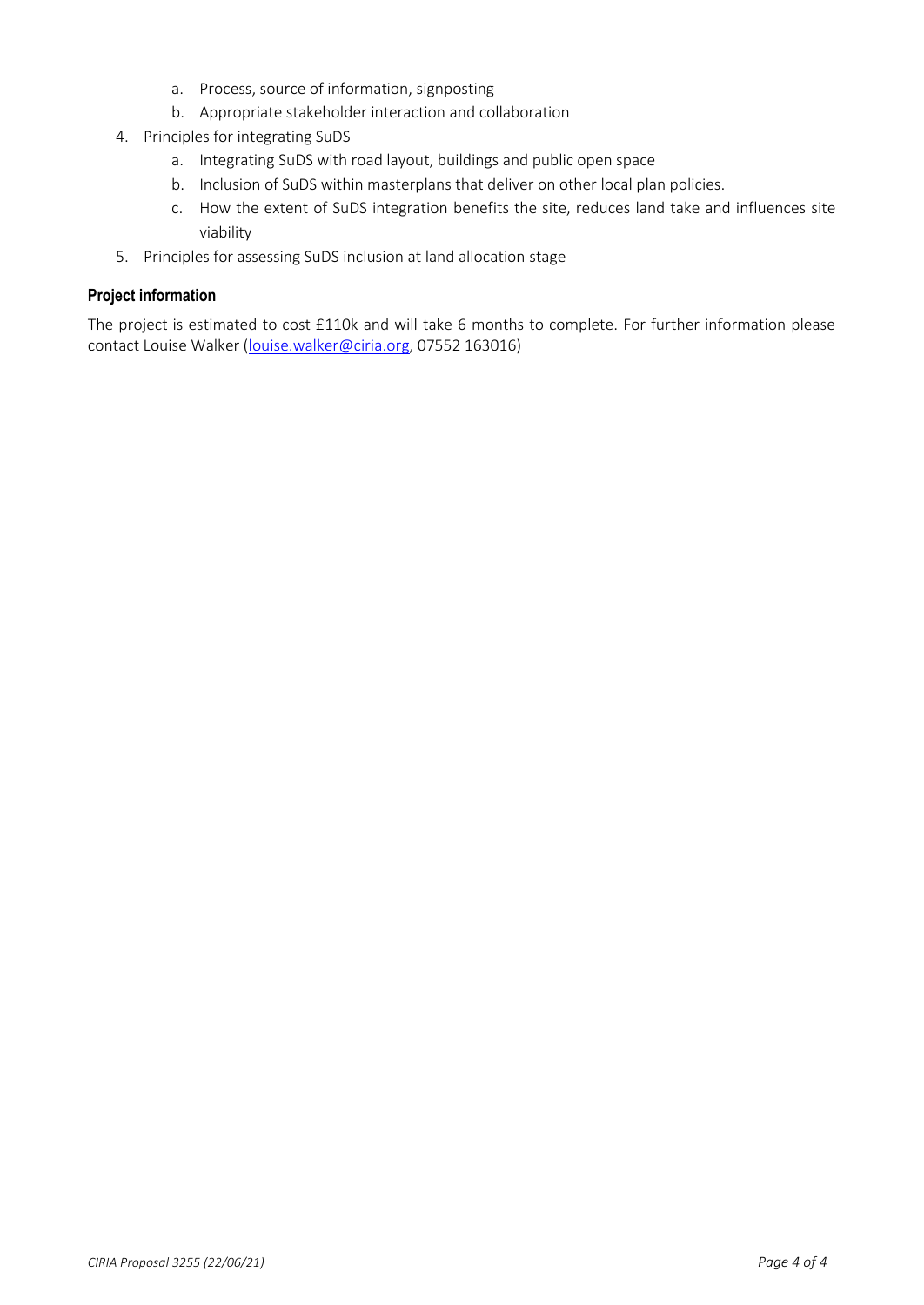a. Process, source of information, signposting
   b. Appropriate stakeholder interaction and collaboration
4. Principles for integrating SuDS
   a. Integrating SuDS with road layout, buildings and public open space
   b. Inclusion of SuDS within masterplans that deliver on other local plan policies.
   c. How the extent of SuDS integration benefits the site, reduces land take and influences site viability
5. Principles for assessing SuDS inclusion at land allocation stage

### Project information

The project is estimated to cost £110k and will take 6 months to complete. For further information please contact Louise Walker (louise.walker@ciria.org, 07552 163016)